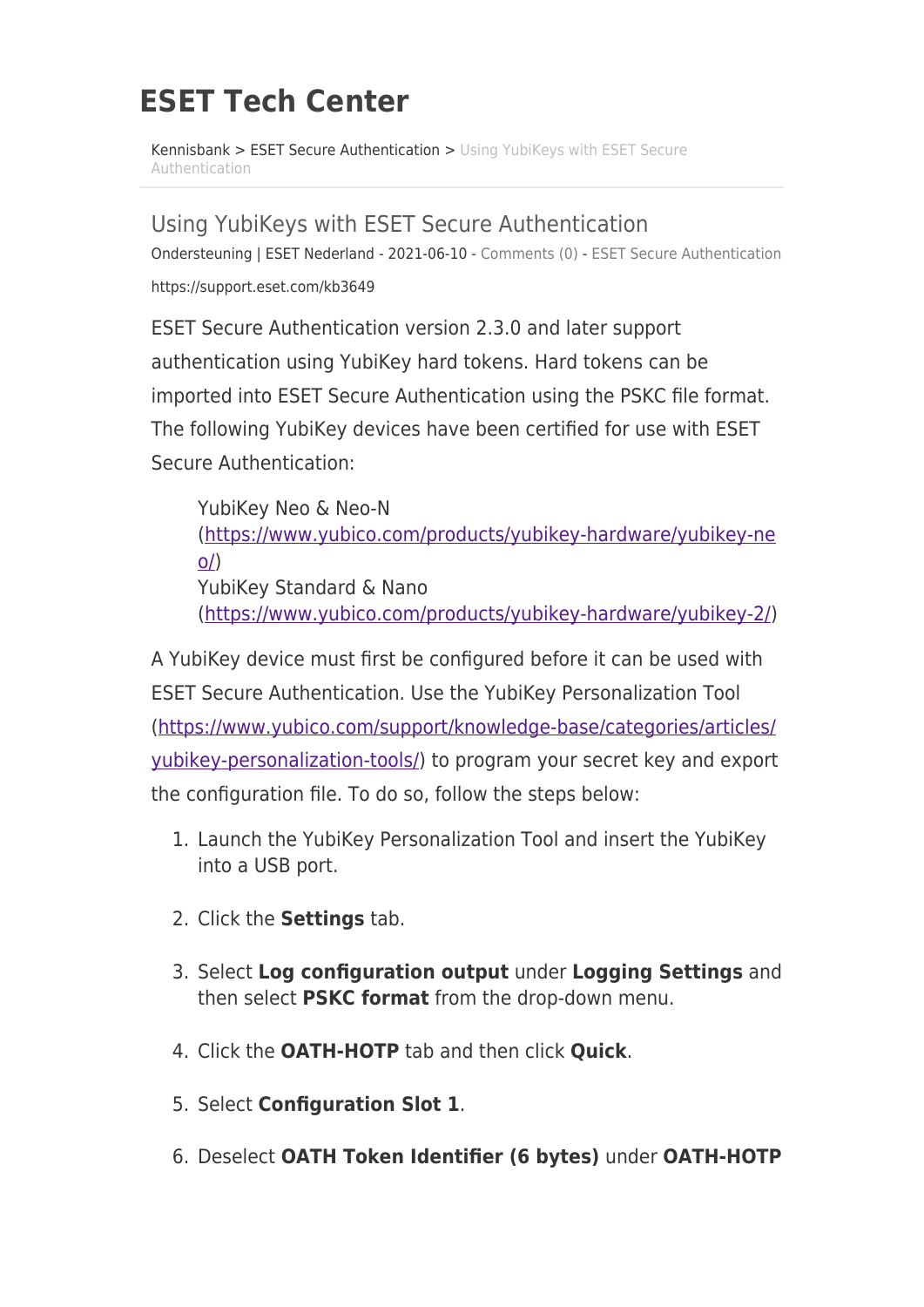# ESET Tech Center

Kennisbank > ESET Secure Authentication > Using YubiKeys with ESET Secure Authentication

## Using YubiKeys with ESET Secure Authentication

Ondersteuning | ESET Nederland - 2021-06-10 - Comments (0) - ESET Secure Authentication

https://support.eset.com/kb3649

ESET Secure Authentication version 2.3.0 and later support authentication using YubiKey hard tokens. Hard tokens can be imported into ESET Secure Authentication using the PSKC file format. The following YubiKey devices have been certified for use with ESET Secure Authentication:

> YubiKey Neo & Neo-N (https://www.yubico.com/products/yubikey-hardware/yubikey-neo/)
> YubiKey Standard & Nano (https://www.yubico.com/products/yubikey-hardware/yubikey-2/)

A YubiKey device must first be configured before it can be used with ESET Secure Authentication. Use the YubiKey Personalization Tool (https://www.yubico.com/support/knowledge-base/categories/articles/yubikey-personalization-tools/) to program your secret key and export the configuration file. To do so, follow the steps below:

1. Launch the YubiKey Personalization Tool and insert the YubiKey into a USB port.
2. Click the **Settings** tab.
3. Select **Log configuration output** under **Logging Settings** and then select **PSKC format** from the drop-down menu.
4. Click the **OATH-HOTP** tab and then click **Quick**.
5. Select **Configuration Slot 1**.
6. Deselect **OATH Token Identifier (6 bytes)** under **OATH-HOTP**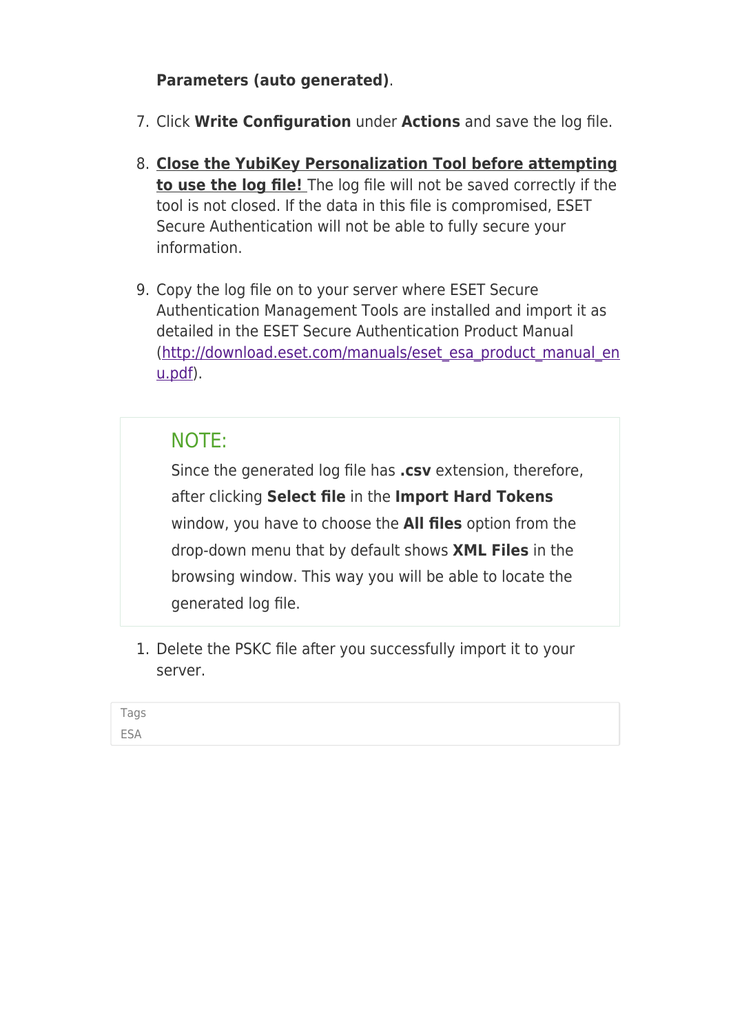**Parameters (auto generated)**.

7. Click **Write Configuration** under **Actions** and save the log file.

8. **Close the YubiKey Personalization Tool before attempting to use the log file!** The log file will not be saved correctly if the tool is not closed. If the data in this file is compromised, ESET Secure Authentication will not be able to fully secure your information.

9. Copy the log file on to your server where ESET Secure Authentication Management Tools are installed and import it as detailed in the ESET Secure Authentication Product Manual (http://download.eset.com/manuals/eset_esa_product_manual_enu.pdf).

> NOTE:
>
> Since the generated log file has **.csv** extension, therefore, after clicking **Select file** in the **Import Hard Tokens** window, you have to choose the **All files** option from the drop-down menu that by default shows **XML Files** in the browsing window. This way you will be able to locate the generated log file.

1. Delete the PSKC file after you successfully import it to your server.

Tags

ESA